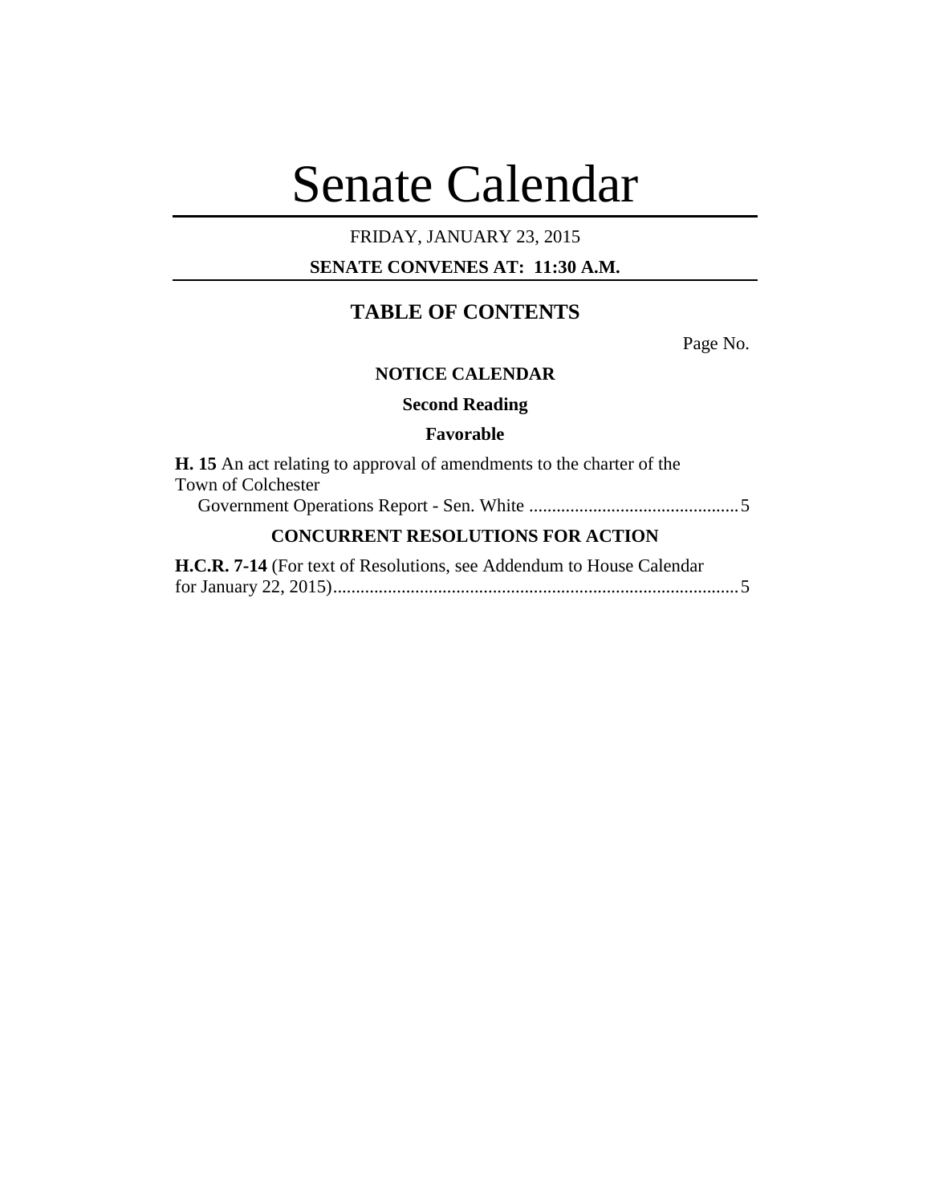# Senate Calendar

FRIDAY, JANUARY 23, 2015

**SENATE CONVENES AT: 11:30 A.M.**

## TABLE OF CONTENTS

Page No.

### NOTICE CALENDAR

**Second Reading**

**Favorable**

**H. 15** An act relating to approval of amendments to the charter of the Town of Colchester
Government Operations Report - Sen. White .............................................. 5

### CONCURRENT RESOLUTIONS FOR ACTION

**H.C.R. 7-14** (For text of Resolutions, see Addendum to House Calendar for January 22, 2015)......................................................................................... 5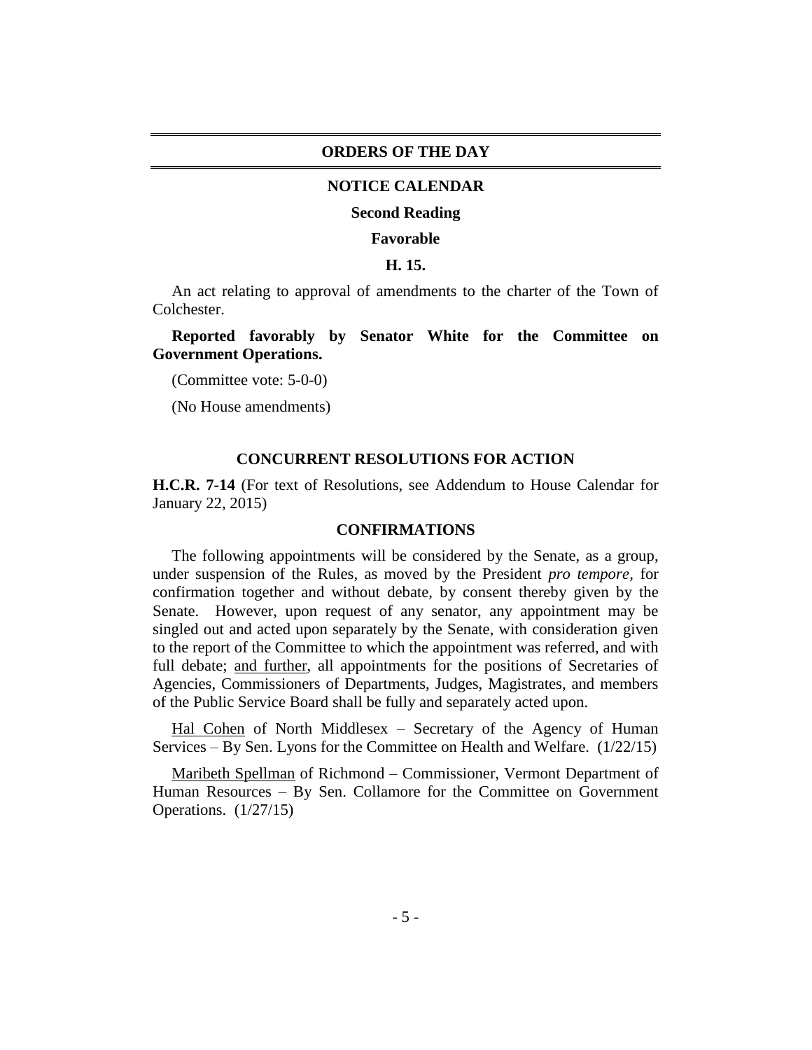## ORDERS OF THE DAY

### NOTICE CALENDAR

#### Second Reading

#### Favorable

#### H. 15.

An act relating to approval of amendments to the charter of the Town of Colchester.

**Reported favorably by Senator White for the Committee on Government Operations.**

(Committee vote: 5-0-0)

(No House amendments)

### CONCURRENT RESOLUTIONS FOR ACTION

**H.C.R. 7-14** (For text of Resolutions, see Addendum to House Calendar for January 22, 2015)

### CONFIRMATIONS

The following appointments will be considered by the Senate, as a group, under suspension of the Rules, as moved by the President *pro tempore,* for confirmation together and without debate, by consent thereby given by the Senate. However, upon request of any senator, any appointment may be singled out and acted upon separately by the Senate, with consideration given to the report of the Committee to which the appointment was referred, and with full debate; and further, all appointments for the positions of Secretaries of Agencies, Commissioners of Departments, Judges, Magistrates, and members of the Public Service Board shall be fully and separately acted upon.

Hal Cohen of North Middlesex – Secretary of the Agency of Human Services – By Sen. Lyons for the Committee on Health and Welfare. (1/22/15)

Maribeth Spellman of Richmond – Commissioner, Vermont Department of Human Resources – By Sen. Collamore for the Committee on Government Operations. (1/27/15)